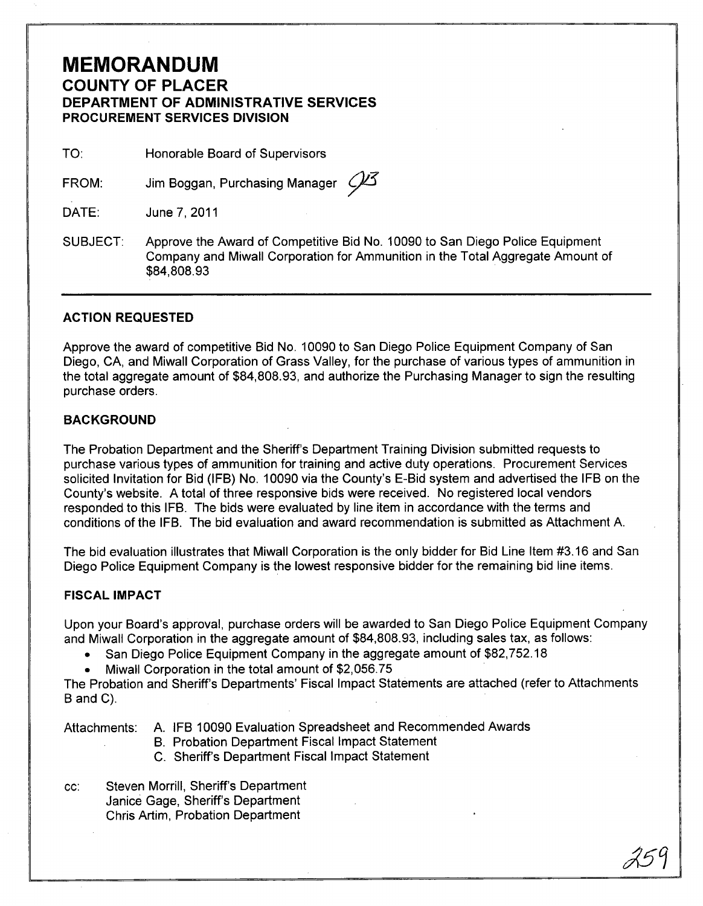# MEMORANDUM

## COUNTY OF PLACER

### DEPARTMENT OF ADMINISTRATIVE SERVICES

### PROCUREMENT SERVICES DIVISION

TO: Honorable Board of Supervisors

FROM: Jim Boggan, Purchasing Manager

DATE: June 7, 2011

SUBJECT: Approve the Award of Competitive Bid No. 10090 to San Diego Police Equipment Company and Miwall Corporation for Ammunition in the Total Aggregate Amount of $84,808.93

---

### ACTION REQUESTED

Approve the award of competitive Bid No. 10090 to San Diego Police Equipment Company of San Diego, CA, and Miwall Corporation of Grass Valley, for the purchase of various types of ammunition in the total aggregate amount of $84,808.93, and authorize the Purchasing Manager to sign the resulting purchase orders.

### BACKGROUND

The Probation Department and the Sheriff's Department Training Division submitted requests to purchase various types of ammunition for training and active duty operations. Procurement Services solicited Invitation for Bid (IFB) No. 10090 via the County's E-Bid system and advertised the IFB on the County's website. A total of three responsive bids were received. No registered local vendors responded to this IFB. The bids were evaluated by line item in accordance with the terms and conditions of the IFB. The bid evaluation and award recommendation is submitted as Attachment A.

The bid evaluation illustrates that Miwall Corporation is the only bidder for Bid Line Item #3.16 and San Diego Police Equipment Company is the lowest responsive bidder for the remaining bid line items.

### FISCAL IMPACT

Upon your Board's approval, purchase orders will be awarded to San Diego Police Equipment Company and Miwall Corporation in the aggregate amount of $84,808.93, including sales tax, as follows:

- San Diego Police Equipment Company in the aggregate amount of $82,752.18
- Miwall Corporation in the total amount of $2,056.75

The Probation and Sheriff's Departments' Fiscal Impact Statements are attached (refer to Attachments B and C).

Attachments:
A. IFB 10090 Evaluation Spreadsheet and Recommended Awards
B. Probation Department Fiscal Impact Statement
C. Sheriff's Department Fiscal Impact Statement

cc: Steven Morrill, Sheriff's Department
Janice Gage, Sheriff's Department
Chris Artim, Probation Department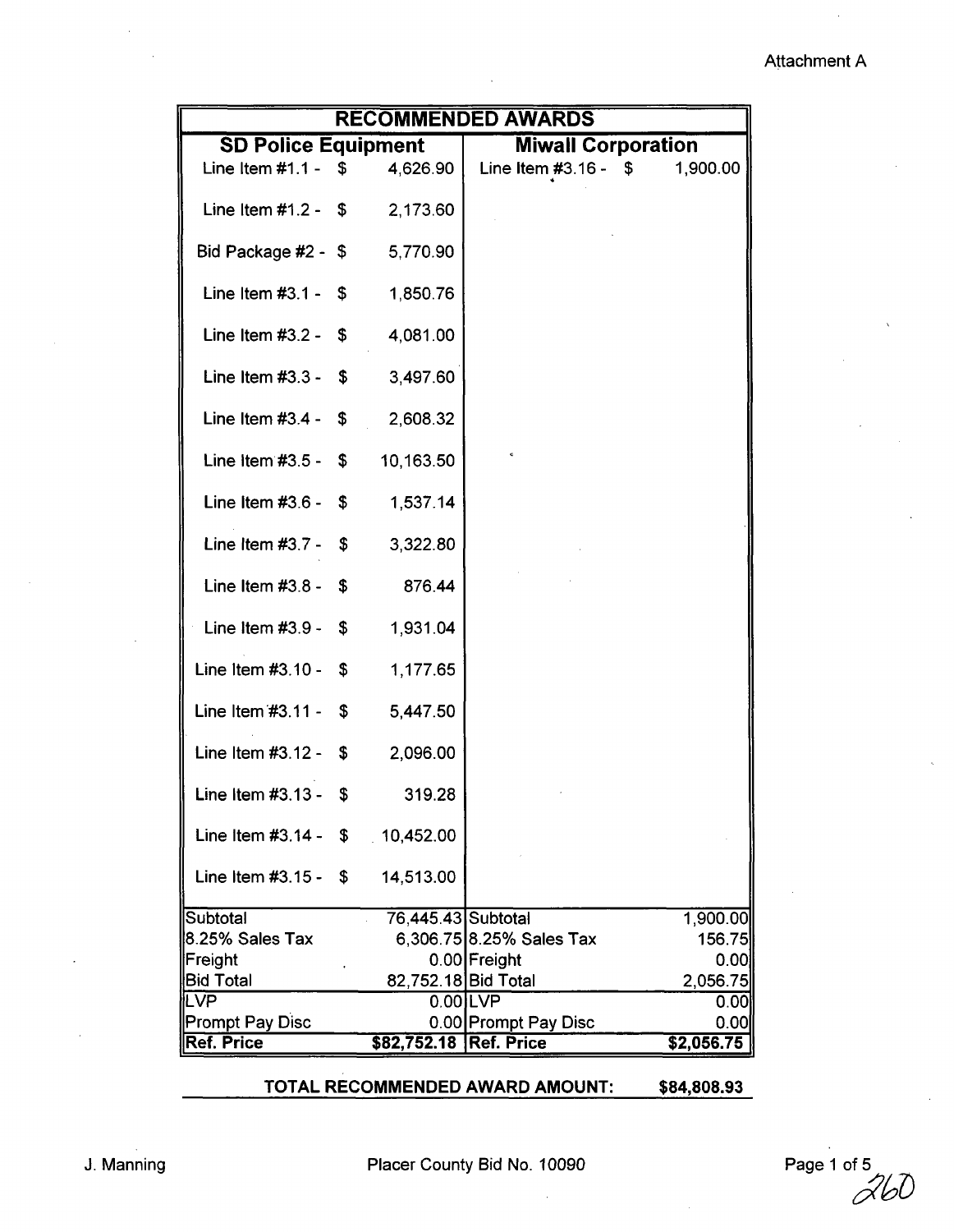Attachment A

| RECOMMENDED AWARDS | | | |
|---|---|---|---|
| **SD Police Equipment** | | **Miwall Corporation** | |
| Line Item #1.1 - $ | 4,626.90 | Line Item #3.16 - $ | 1,900.00 |
| Line Item #1.2 - $ | 2,173.60 | | |
| Bid Package #2 - $ | 5,770.90 | | |
| Line Item #3.1 - $ | 1,850.76 | | |
| Line Item #3.2 - $ | 4,081.00 | | |
| Line Item #3.3 - $ | 3,497.60 | | |
| Line Item #3.4 - $ | 2,608.32 | | |
| Line Item #3.5 - $ | 10,163.50 | | |
| Line Item #3.6 - $ | 1,537.14 | | |
| Line Item #3.7 - $ | 3,322.80 | | |
| Line Item #3.8 - $ | 876.44 | | |
| Line Item #3.9 - $ | 1,931.04 | | |
| Line Item #3.10 - $ | 1,177.65 | | |
| Line Item #3.11 - $ | 5,447.50 | | |
| Line Item #3.12 - $ | 2,096.00 | | |
| Line Item #3.13 - $ | 319.28 | | |
| Line Item #3.14 - $ | 10,452.00 | | |
| Line Item #3.15 - $ | 14,513.00 | | |
| Subtotal | 76,445.43 | Subtotal | 1,900.00 |
| 8.25% Sales Tax | 6,306.75 | 8.25% Sales Tax | 156.75 |
| Freight | 0.00 | Freight | 0.00 |
| Bid Total | 82,752.18 | Bid Total | 2,056.75 |
| LVP | 0.00 | LVP | 0.00 |
| Prompt Pay Disc | 0.00 | Prompt Pay Disc | 0.00 |
| **Ref. Price** | **$82,752.18** | **Ref. Price** | **$2,056.75** |

**TOTAL RECOMMENDED AWARD AMOUNT: $84,808.93**

J. Manning

Placer County Bid No. 10090

260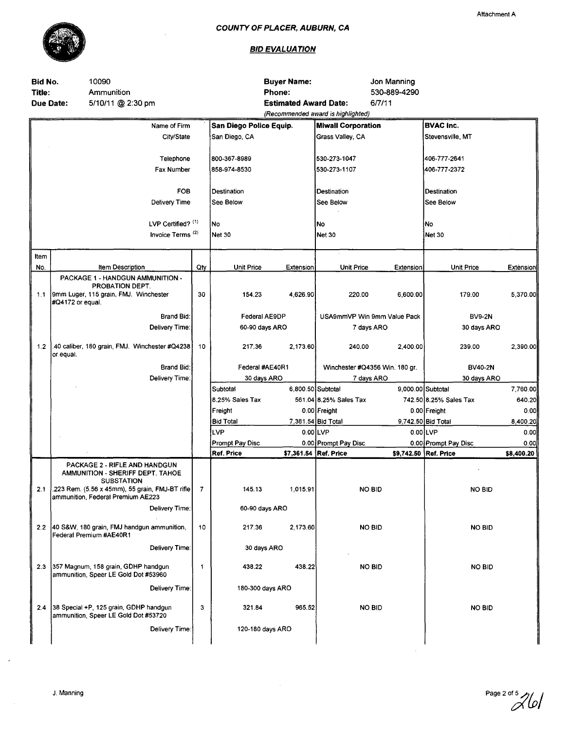Attachment A

## COUNTY OF PLACER, AUBURN, CA

### BID EVALUATION

| | | | | | |
|---|---|---|---|---|---|
| **Bid No.** | 10090 | | **Buyer Name:** | Jon Manning | |
| **Title:** | Ammunition | | **Phone:** | 530-889-4290 | |
| **Due Date:** | 5/10/11 @ 2:30 pm | | **Estimated Award Date:** | 6/7/11 | |

*(Recommended award is highlighted)*

| Item No. | Item Description | Qty | San Diego Police Equip. Unit Price | San Diego Police Equip. Extension | Miwall Corporation Unit Price | Miwall Corporation Extension | BVAC Inc. Unit Price | BVAC Inc. Extension |
|---|---|---|---|---|---|---|---|---|
| | Name of Firm | | **San Diego Police Equip.** | | **Miwall Corporation** | | **BVAC Inc.** | |
| | City/State | | San Diego, CA | | Grass Valley, CA | | Stevensville, MT | |
| | Telephone | | 800-367-8989 | | 530-273-1047 | | 406-777-2641 | |
| | Fax Number | | 858-974-8530 | | 530-273-1107 | | 406-777-2372 | |
| | FOB | | Destination | | Destination | | Destination | |
| | Delivery Time | | See Below | | See Below | | See Below | |
| | LVP Certified? [1] | | No | | No | | No | |
| | Invoice Terms [2] | | Net 30 | | Net 30 | | Net 30 | |
| | PACKAGE 1 - HANDGUN AMMUNITION - PROBATION DEPT. | | | | | | | |
| 1.1 | 9mm Luger, 115 grain, FMJ. Winchester #Q4172 or equal. | 30 | 154.23 | 4,626.90 | 220.00 | 6,600.00 | 179.00 | 5,370.00 |
| | Brand Bid: | | Federal AE9DP | | USA9mmVP Win 9mm Value Pack | | BV9-2N | |
| | Delivery Time: | | 60-90 days ARO | | 7 days ARO | | 30 days ARO | |
| 1.2 | .40 caliber, 180 grain, FMJ. Winchester #Q4238 or equal. | 10 | 217.36 | 2,173.60 | 240.00 | 2,400.00 | 239.00 | 2,390.00 |
| | Brand Bid: | | Federal #AE40R1 | | Winchester #Q4356 Win. 180 gr. | | BV40-2N | |
| | Delivery Time: | | 30 days ARO | | 7 days ARO | | 30 days ARO | |
| | | | Subtotal | 6,800.50 | Subtotal | 9,000.00 | Subtotal | 7,760.00 |
| | | | 8.25% Sales Tax | 561.04 | 8.25% Sales Tax | 742.50 | 8.25% Sales Tax | 640.20 |
| | | | Freight | 0.00 | Freight | 0.00 | Freight | 0.00 |
| | | | Bid Total | 7,361.54 | Bid Total | 9,742.50 | Bid Total | 8,400.20 |
| | | | LVP | 0.00 | LVP | 0.00 | LVP | 0.00 |
| | | | Prompt Pay Disc | 0.00 | Prompt Pay Disc | 0.00 | Prompt Pay Disc | 0.00 |
| | | | **Ref. Price** | **$7,361.54** | **Ref. Price** | **$9,742.50** | **Ref. Price** | **$8,400.20** |
| | PACKAGE 2 - RIFLE AND HANDGUN AMMUNITION - SHERIFF DEPT. TAHOE SUBSTATION | | | | | | | |
| 2.1 | .223 Rem. (5.56 x 45mm), 55 grain, FMJ-BT rifle ammunition, Federal Premium AE223 | 7 | 145.13 | 1,015.91 | NO BID | | NO BID | |
| | Delivery Time: | | 60-90 days ARO | | | | | |
| 2.2 | 40 S&W, 180 grain, FMJ handgun ammunition, Federal Premium #AE40R1 | 10 | 217.36 | 2,173.60 | NO BID | | NO BID | |
| | Delivery Time: | | 30 days ARO | | | | | |
| 2.3 | 357 Magnum, 158 grain, GDHP handgun ammunition, Speer LE Gold Dot #53960 | 1 | 438.22 | 438.22 | NO BID | | NO BID | |
| | Delivery Time: | | 180-300 days ARO | | | | | |
| 2.4 | 38 Special +P, 125 grain, GDHP handgun ammunition, Speer LE Gold Dot #53720 | 3 | 321.84 | 965.52 | NO BID | | NO BID | |
| | Delivery Time: | | 120-180 days ARO | | | | | |

J. Manning

261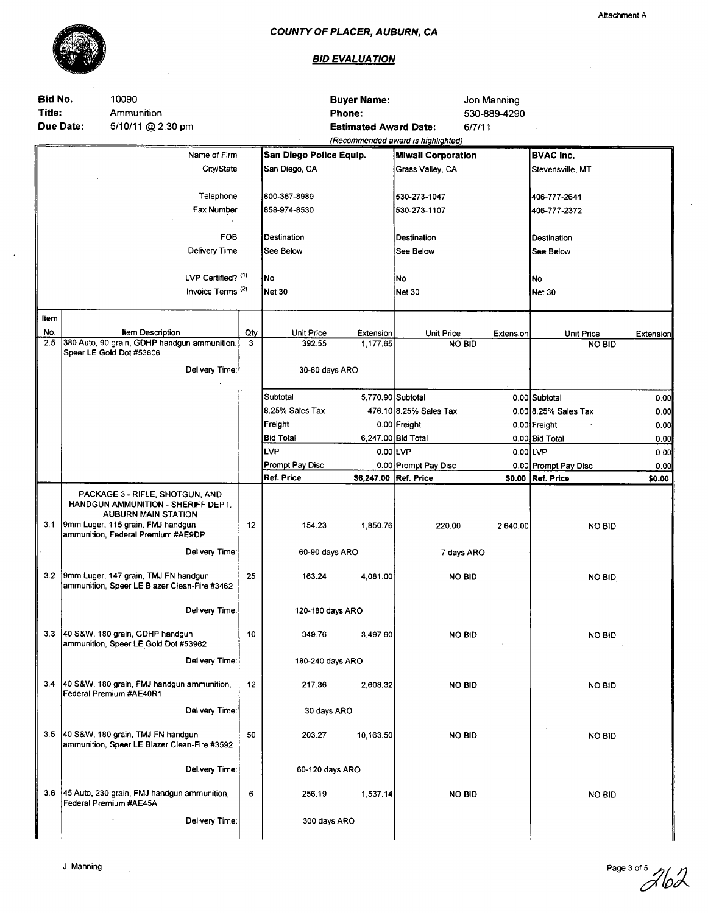Attachment A

# COUNTY OF PLACER, AUBURN, CA

## BID EVALUATION

**Bid No.** 10090
**Title:** Ammunition
**Due Date:** 5/10/11 @ 2:30 pm

**Buyer Name:** Jon Manning
**Phone:** 530-889-4290
**Estimated Award Date:** 6/7/11

*(Recommended award is highlighted)*

| | | | San Diego Police Equip. | | Miwall Corporation | | BVAC Inc. | |
|---|---|---|---|---|---|---|---|---|
| | Name of Firm | | San Diego Police Equip. | | Miwall Corporation | | BVAC Inc. | |
| | City/State | | San Diego, CA | | Grass Valley, CA | | Stevensville, MT | |
| | Telephone | | 800-367-8989 | | 530-273-1047 | | 406-777-2641 | |
| | Fax Number | | 858-974-8530 | | 530-273-1107 | | 406-777-2372 | |
| | FOB | | Destination | | Destination | | Destination | |
| | Delivery Time | | See Below | | See Below | | See Below | |
| | LVP Certified? (1) | | No | | No | | No | |
| | Invoice Terms (2) | | Net 30 | | Net 30 | | Net 30 | |
| **Item No.** | **Item Description** | **Qty** | **Unit Price** | **Extension** | **Unit Price** | **Extension** | **Unit Price** | **Extension** |
| 2.5 | 380 Auto, 90 grain, GDHP handgun ammunition, Speer LE Gold Dot #53606 | 3 | 392.55 | 1,177.65 | NO BID | | NO BID | |
| | Delivery Time: | | 30-60 days ARO | | | | | |
| | | | Subtotal | 5,770.90 | Subtotal | 0.00 | Subtotal | 0.00 |
| | | | 8.25% Sales Tax | 476.10 | 8.25% Sales Tax | 0.00 | 8.25% Sales Tax | 0.00 |
| | | | Freight | 0.00 | Freight | 0.00 | Freight | 0.00 |
| | | | Bid Total | 6,247.00 | Bid Total | 0.00 | Bid Total | 0.00 |
| | | | LVP | 0.00 | LVP | 0.00 | LVP | 0.00 |
| | | | Prompt Pay Disc | 0.00 | Prompt Pay Disc | 0.00 | Prompt Pay Disc | 0.00 |
| | | | **Ref. Price** | **$6,247.00** | **Ref. Price** | **$0.00** | **Ref. Price** | **$0.00** |
| | PACKAGE 3 - RIFLE, SHOTGUN, AND HANDGUN AMMUNITION - SHERIFF DEPT. AUBURN MAIN STATION | | | | | | | |
| 3.1 | 9mm Luger, 115 grain, FMJ handgun ammunition, Federal Premium #AE9DP | 12 | 154.23 | 1,850.76 | 220.00 | 2,640.00 | NO BID | |
| | Delivery Time: | | 60-90 days ARO | | 7 days ARO | | | |
| 3.2 | 9mm Luger, 147 grain, TMJ FN handgun ammunition, Speer LE Blazer Clean-Fire #3462 | 25 | 163.24 | 4,081.00 | NO BID | | NO BID | |
| | Delivery Time: | | 120-180 days ARO | | | | | |
| 3.3 | 40 S&W, 180 grain, GDHP handgun ammunition, Speer LE Gold Dot #53962 | 10 | 349.76 | 3,497.60 | NO BID | | NO BID | |
| | Delivery Time: | | 180-240 days ARO | | | | | |
| 3.4 | 40 S&W, 180 grain, FMJ handgun ammunition, Federal Premium #AE40R1 | 12 | 217.36 | 2,608.32 | NO BID | | NO BID | |
| | Delivery Time: | | 30 days ARO | | | | | |
| 3.5 | 40 S&W, 180 grain, TMJ FN handgun ammunition, Speer LE Blazer Clean-Fire #3592 | 50 | 203.27 | 10,163.50 | NO BID | | NO BID | |
| | Delivery Time: | | 60-120 days ARO | | | | | |
| 3.6 | 45 Auto, 230 grain, FMJ handgun ammunition, Federal Premium #AE45A | 6 | 256.19 | 1,537.14 | NO BID | | NO BID | |
| | Delivery Time: | | 300 days ARO | | | | | |

J. Manning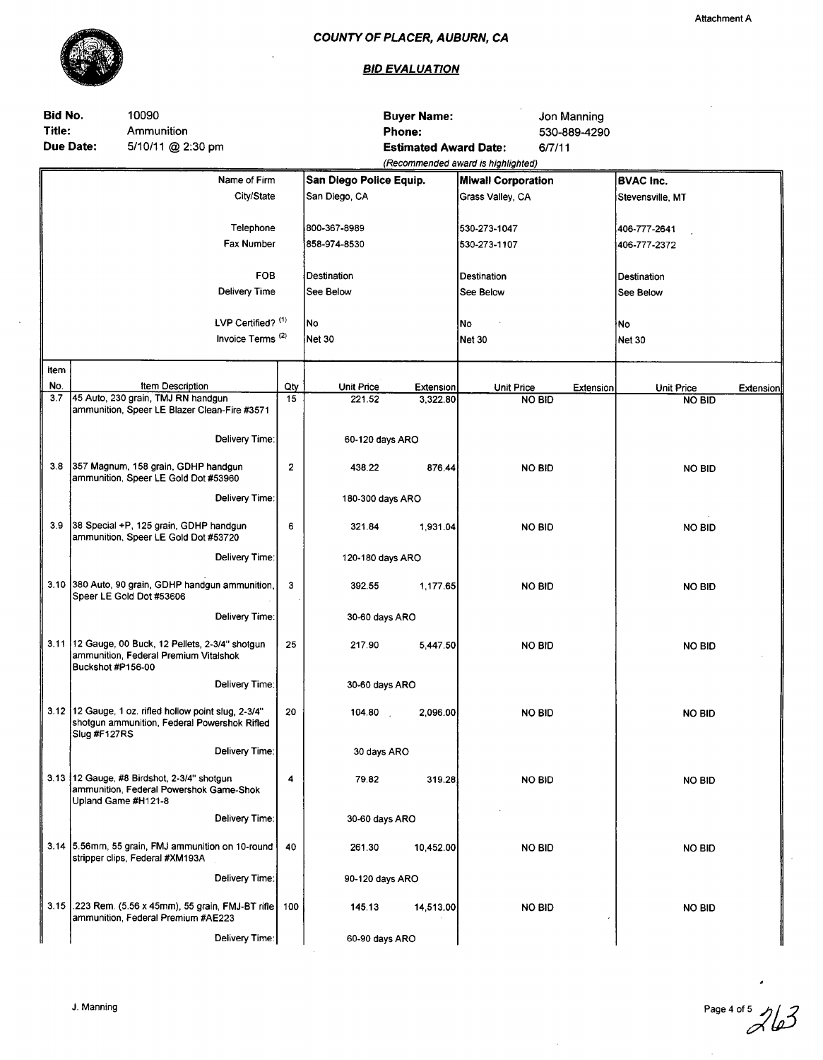Attachment A

## COUNTY OF PLACER, AUBURN, CA

### BID EVALUATION

| | | | |
|---|---|---|---|
| **Bid No.** | 10090 | **Buyer Name:** | Jon Manning |
| **Title:** | Ammunition | **Phone:** | 530-889-4290 |
| **Due Date:** | 5/10/11 @ 2:30 pm | **Estimated Award Date:** | 6/7/11 |

*(Recommended award is highlighted)*

| | | Name of Firm | **San Diego Police Equip.** | | **Miwall Corporation** | | **BVAC Inc.** | |
|---|---|---|---|---|---|---|---|---|
| | | City/State | San Diego, CA | | Grass Valley, CA | | Stevensville, MT | |
| | | Telephone | 800-367-8989 | | 530-273-1047 | | 406-777-2641 | |
| | | Fax Number | 858-974-8530 | | 530-273-1107 | | 406-777-2372 | |
| | | FOB | Destination | | Destination | | Destination | |
| | | Delivery Time | See Below | | See Below | | See Below | |
| | | LVP Certified? (1) | No | | No | | No | |
| | | Invoice Terms (2) | Net 30 | | Net 30 | | Net 30 | |
| **Item No.** | **Item Description** | **Qty** | **Unit Price** | **Extension** | **Unit Price** | **Extension** | **Unit Price** | **Extension** |
| 3.7 | 45 Auto, 230 grain, TMJ RN handgun ammunition, Speer LE Blazer Clean-Fire #3571 | 15 | 221.52 | 3,322.80 | NO BID | | NO BID | |
| | Delivery Time: | | 60-120 days ARO | | | | | |
| 3.8 | 357 Magnum, 158 grain, GDHP handgun ammunition, Speer LE Gold Dot #53960 | 2 | 438.22 | 876.44 | NO BID | | NO BID | |
| | Delivery Time: | | 180-300 days ARO | | | | | |
| 3.9 | 38 Special +P, 125 grain, GDHP handgun ammunition, Speer LE Gold Dot #53720 | 6 | 321.84 | 1,931.04 | NO BID | | NO BID | |
| | Delivery Time: | | 120-180 days ARO | | | | | |
| 3.10 | 380 Auto, 90 grain, GDHP handgun ammunition, Speer LE Gold Dot #53606 | 3 | 392.55 | 1,177.65 | NO BID | | NO BID | |
| | Delivery Time: | | 30-60 days ARO | | | | | |
| 3.11 | 12 Gauge, 00 Buck, 12 Pellets, 2-3/4" shotgun ammunition, Federal Premium Vitalshok Buckshot #P156-00 | 25 | 217.90 | 5,447.50 | NO BID | | NO BID | |
| | Delivery Time: | | 30-60 days ARO | | | | | |
| 3.12 | 12 Gauge, 1 oz. rifled hollow point slug, 2-3/4" shotgun ammunition, Federal Powershok Rifled Slug #F127RS | 20 | 104.80 | 2,096.00 | NO BID | | NO BID | |
| | Delivery Time: | | 30 days ARO | | | | | |
| 3.13 | 12 Gauge, #8 Birdshot, 2-3/4" shotgun ammunition, Federal Powershok Game-Shok Upland Game #H121-8 | 4 | 79.82 | 319.28 | NO BID | | NO BID | |
| | Delivery Time: | | 30-60 days ARO | | | | | |
| 3.14 | 5.56mm, 55 grain, FMJ ammunition on 10-round stripper clips, Federal #XM193A | 40 | 261.30 | 10,452.00 | NO BID | | NO BID | |
| | Delivery Time: | | 90-120 days ARO | | | | | |
| 3.15 | .223 Rem. (5.56 x 45mm), 55 grain, FMJ-BT rifle ammunition, Federal Premium #AE223 | 100 | 145.13 | 14,513.00 | NO BID | | NO BID | |
| | Delivery Time: | | 60-90 days ARO | | | | | |

J. Manning

263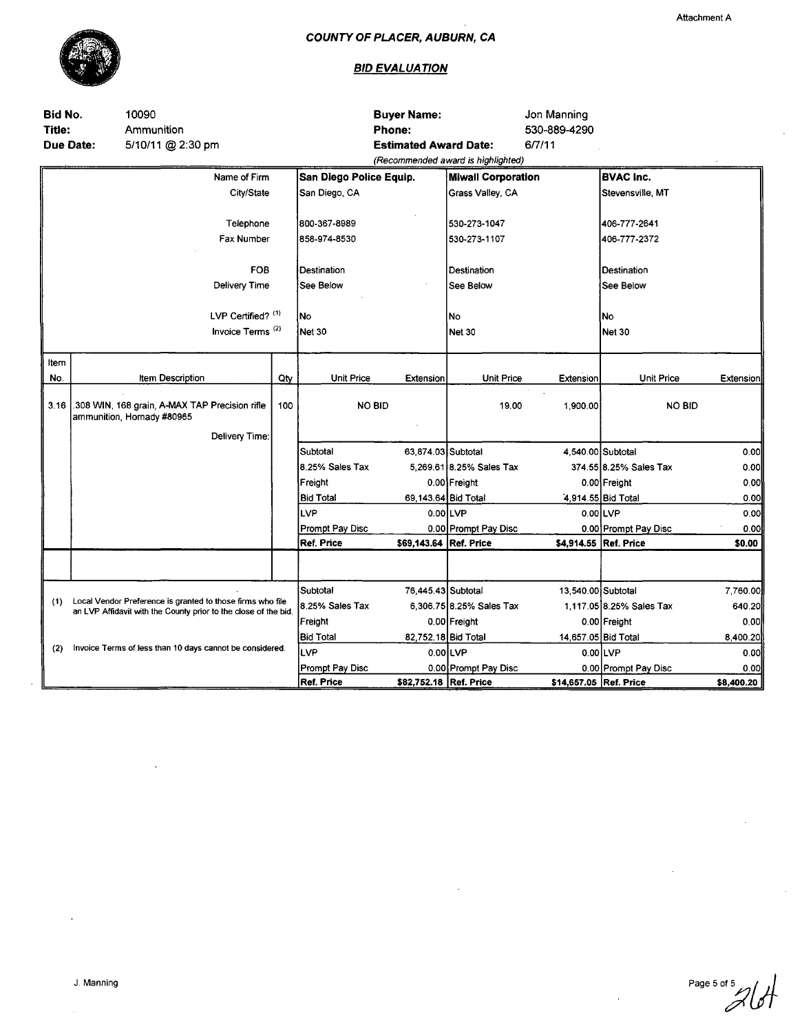Attachment A

# COUNTY OF PLACER, AUBURN, CA

## *BID EVALUATION*

**Bid No.** 10090
**Title:** Ammunition
**Due Date:** 5/10/11 @ 2:30 pm

**Buyer Name:** Jon Manning
**Phone:** 530-889-4290
**Estimated Award Date:** 6/7/11
*(Recommended award is highlighted)*

| | | | San Diego Police Equip. | | Miwall Corporation | | BVAC Inc. | |
|---|---|---|---|---|---|---|---|---|
| | Name of Firm | | **San Diego Police Equip.** | | **Miwall Corporation** | | **BVAC Inc.** | |
| | City/State | | San Diego, CA | | Grass Valley, CA | | Stevensville, MT | |
| | Telephone | | 800-367-8989 | | 530-273-1047 | | 406-777-2641 | |
| | Fax Number | | 858-974-8530 | | 530-273-1107 | | 406-777-2372 | |
| | FOB | | Destination | | Destination | | Destination | |
| | Delivery Time | | See Below | | See Below | | See Below | |
| | LVP Certified? (1) | | No | | No | | No | |
| | Invoice Terms (2) | | Net 30 | | Net 30 | | Net 30 | |
| **Item No.** | **Item Description** | **Qty** | **Unit Price** | **Extension** | **Unit Price** | **Extension** | **Unit Price** | **Extension** |
| 3.16 | .308 WIN, 168 grain, A-MAX TAP Precision rifle ammunition, Hornady #80965 | 100 | NO BID | | 19.00 | 1,900.00 | NO BID | |
| | Delivery Time: | | | | | | | |
| | | | Subtotal | 63,874.03 | Subtotal | 4,540.00 | Subtotal | 0.00 |
| | | | 8.25% Sales Tax | 5,269.61 | 8.25% Sales Tax | 374.55 | 8.25% Sales Tax | 0.00 |
| | | | Freight | 0.00 | Freight | 0.00 | Freight | 0.00 |
| | | | Bid Total | 69,143.64 | Bid Total | 4,914.55 | Bid Total | 0.00 |
| | | | LVP | 0.00 | LVP | 0.00 | LVP | 0.00 |
| | | | Prompt Pay Disc | 0.00 | Prompt Pay Disc | 0.00 | Prompt Pay Disc | 0.00 |
| | | | **Ref. Price** | **$69,143.64** | **Ref. Price** | **$4,914.55** | **Ref. Price** | **$0.00** |
| | | | Subtotal | 76,445.43 | Subtotal | 13,540.00 | Subtotal | 7,760.00 |
| (1) | Local Vendor Preference is granted to those firms who file an LVP Affidavit with the County prior to the close of the bid. | | 8.25% Sales Tax | 6,306.75 | 8.25% Sales Tax | 1,117.05 | 8.25% Sales Tax | 640.20 |
| | | | Freight | 0.00 | Freight | 0.00 | Freight | 0.00 |
| | | | Bid Total | 82,752.18 | Bid Total | 14,657.05 | Bid Total | 8,400.20 |
| (2) | Invoice Terms of less than 10 days cannot be considered. | | LVP | 0.00 | LVP | 0.00 | LVP | 0.00 |
| | | | Prompt Pay Disc | 0.00 | Prompt Pay Disc | 0.00 | Prompt Pay Disc | 0.00 |
| | | | **Ref. Price** | **$82,752.18** | **Ref. Price** | **$14,657.05** | **Ref. Price** | **$8,400.20** |

J. Manning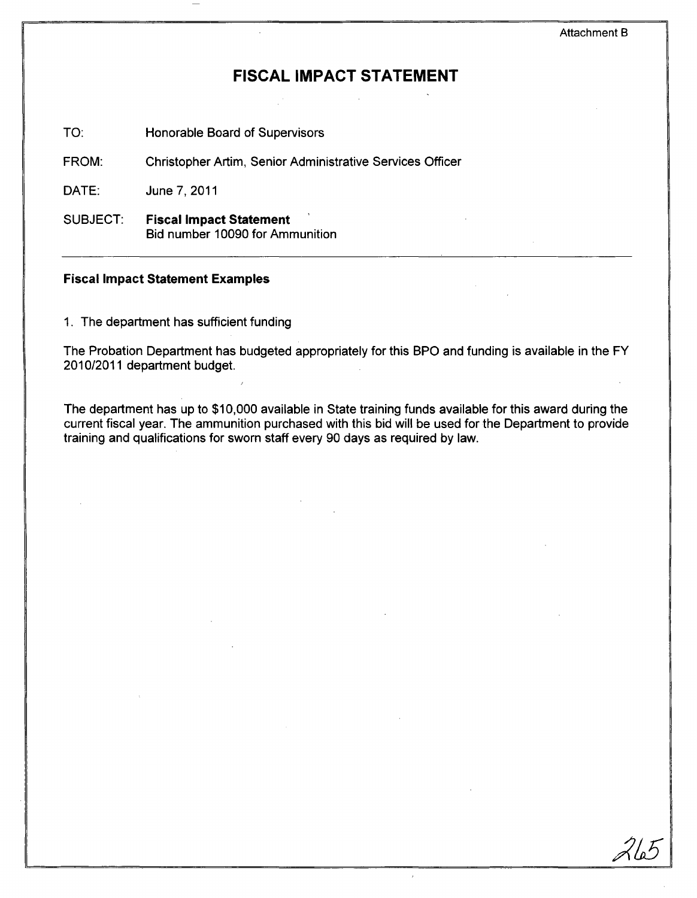Attachment B

# FISCAL IMPACT STATEMENT

TO: Honorable Board of Supervisors

FROM: Christopher Artim, Senior Administrative Services Officer

DATE: June 7, 2011

SUBJECT: **Fiscal Impact Statement**
Bid number 10090 for Ammunition

---

**Fiscal Impact Statement Examples**

1. The department has sufficient funding

The Probation Department has budgeted appropriately for this BPO and funding is available in the FY 2010/2011 department budget.

The department has up to $10,000 available in State training funds available for this award during the current fiscal year. The ammunition purchased with this bid will be used for the Department to provide training and qualifications for sworn staff every 90 days as required by law.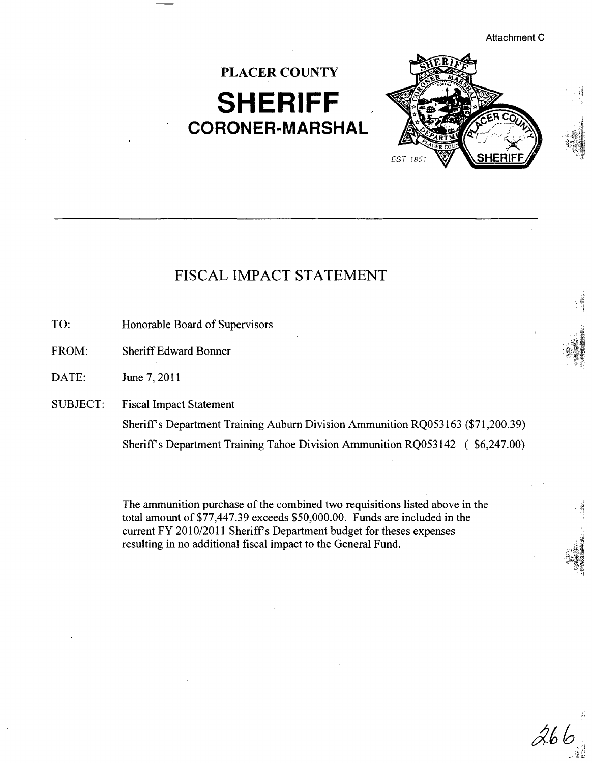Attachment C

# PLACER COUNTY

# SHERIFF

## CORONER-MARSHAL

EST. 1851

## FISCAL IMPACT STATEMENT

TO: Honorable Board of Supervisors

FROM: Sheriff Edward Bonner

DATE: June 7, 2011

SUBJECT: Fiscal Impact Statement

Sheriff's Department Training Auburn Division Ammunition RQ053163 ($71,200.39)

Sheriff's Department Training Tahoe Division Ammunition RQ053142 ( $6,247.00)

The ammunition purchase of the combined two requisitions listed above in the total amount of $77,447.39 exceeds $50,000.00. Funds are included in the current FY 2010/2011 Sheriff's Department budget for theses expenses resulting in no additional fiscal impact to the General Fund.